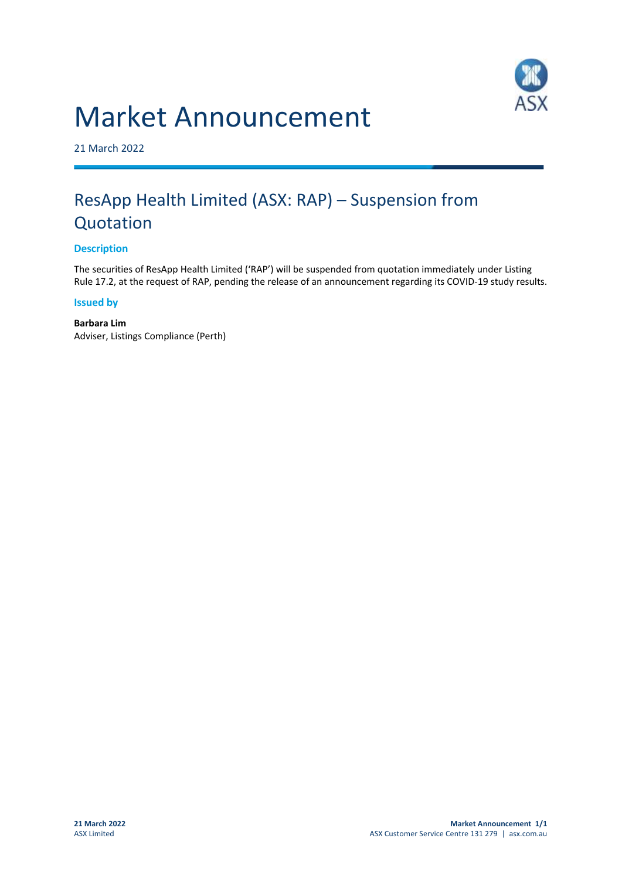# Market Announcement

21 March 2022

## ResApp Health Limited (ASX: RAP) – Suspension from Quotation

### Description

The securities of ResApp Health Limited ('RAP') will be suspended from quotation immediately under Listing Rule 17.2, at the request of RAP, pending the release of an announcement regarding its COVID-19 study results.

### Issued by

**Barbara Lim**
Adviser, Listings Compliance (Perth)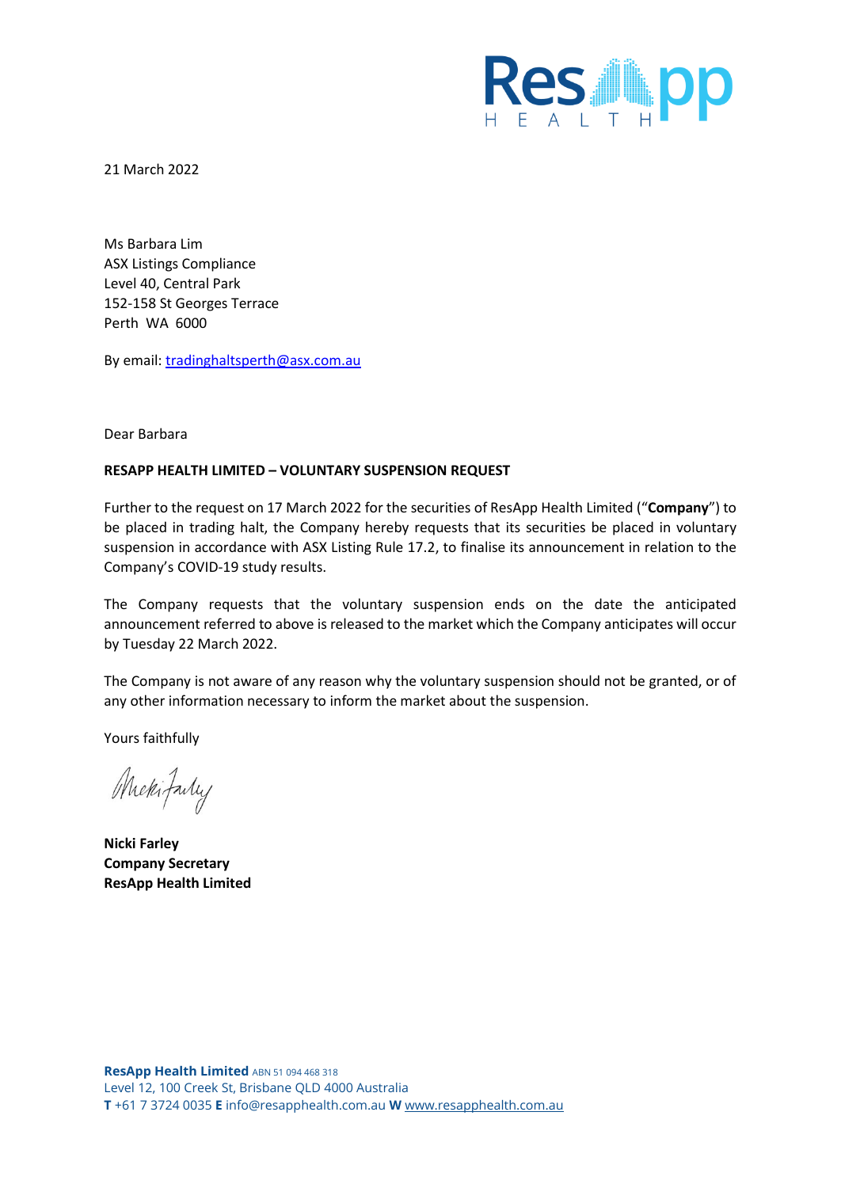21 March 2022

Ms Barbara Lim
ASX Listings Compliance
Level 40, Central Park
152-158 St Georges Terrace
Perth WA 6000

By email: tradinghaltsperth@asx.com.au

Dear Barbara

**RESAPP HEALTH LIMITED – VOLUNTARY SUSPENSION REQUEST**

Further to the request on 17 March 2022 for the securities of ResApp Health Limited ("**Company**") to be placed in trading halt, the Company hereby requests that its securities be placed in voluntary suspension in accordance with ASX Listing Rule 17.2, to finalise its announcement in relation to the Company's COVID-19 study results.

The Company requests that the voluntary suspension ends on the date the anticipated announcement referred to above is released to the market which the Company anticipates will occur by Tuesday 22 March 2022.

The Company is not aware of any reason why the voluntary suspension should not be granted, or of any other information necessary to inform the market about the suspension.

Yours faithfully

**Nicki Farley**
**Company Secretary**
**ResApp Health Limited**

**ResApp Health Limited** ABN 51 094 468 318
Level 12, 100 Creek St, Brisbane QLD 4000 Australia
**T** +61 7 3724 0035 **E** info@resapphealth.com.au **W** www.resapphealth.com.au